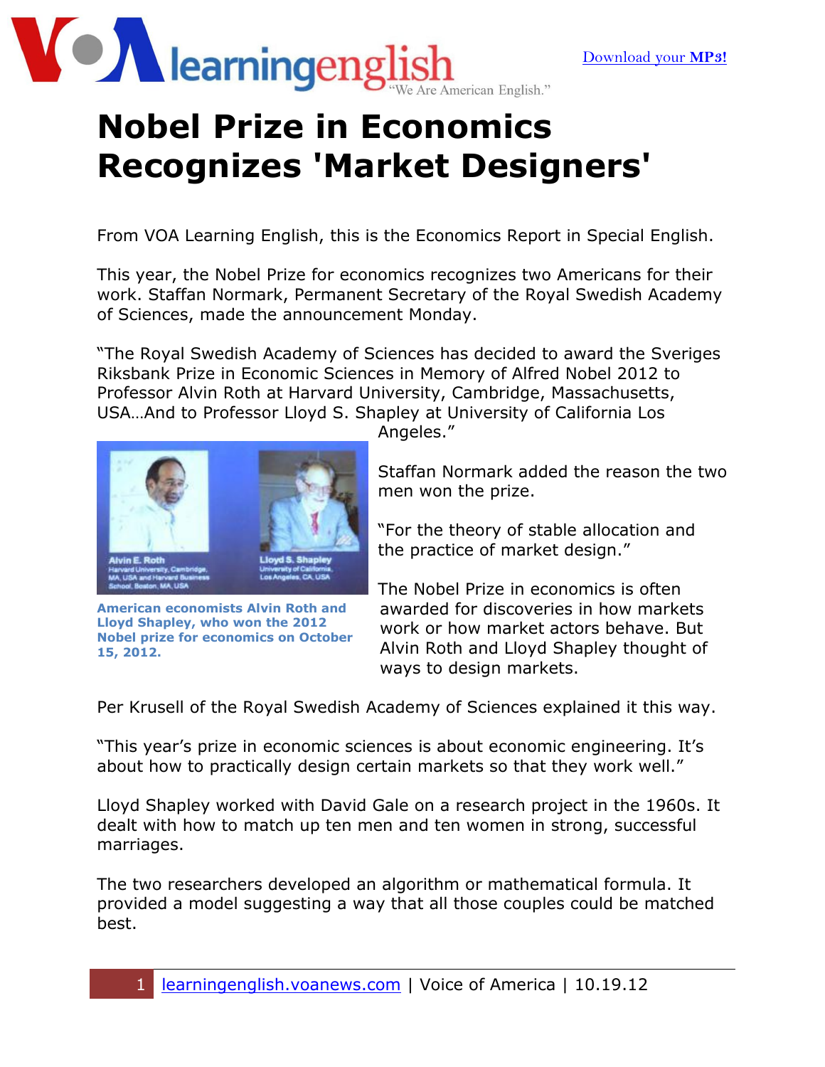# Nobel Prize in Economics Recognizes 'Market Designers'

From VOA Learning English, this is the Economics Report in Special English.

This year, the Nobel Prize for economics recognizes two Americans for their work. Staffan Normark, Permanent Secretary of the Royal Swedish Academy of Sciences, made the announcement Monday.

"The Royal Swedish Academy of Sciences has decided to award the Sveriges Riksbank Prize in Economic Sciences in Memory of Alfred Nobel 2012 to Professor Alvin Roth at Harvard University, Cambridge, Massachusetts, USA…And to Professor Lloyd S. Shapley at University of California Los Angeles."

**American economists Alvin Roth and Lloyd Shapley, who won the 2012 Nobel prize for economics on October 15, 2012.**

Staffan Normark added the reason the two men won the prize.

"For the theory of stable allocation and the practice of market design."

The Nobel Prize in economics is often awarded for discoveries in how markets work or how market actors behave. But Alvin Roth and Lloyd Shapley thought of ways to design markets.

Per Krusell of the Royal Swedish Academy of Sciences explained it this way.

"This year's prize in economic sciences is about economic engineering. It's about how to practically design certain markets so that they work well."

Lloyd Shapley worked with David Gale on a research project in the 1960s. It dealt with how to match up ten men and ten women in strong, successful marriages.

The two researchers developed an algorithm or mathematical formula. It provided a model suggesting a way that all those couples could be matched best.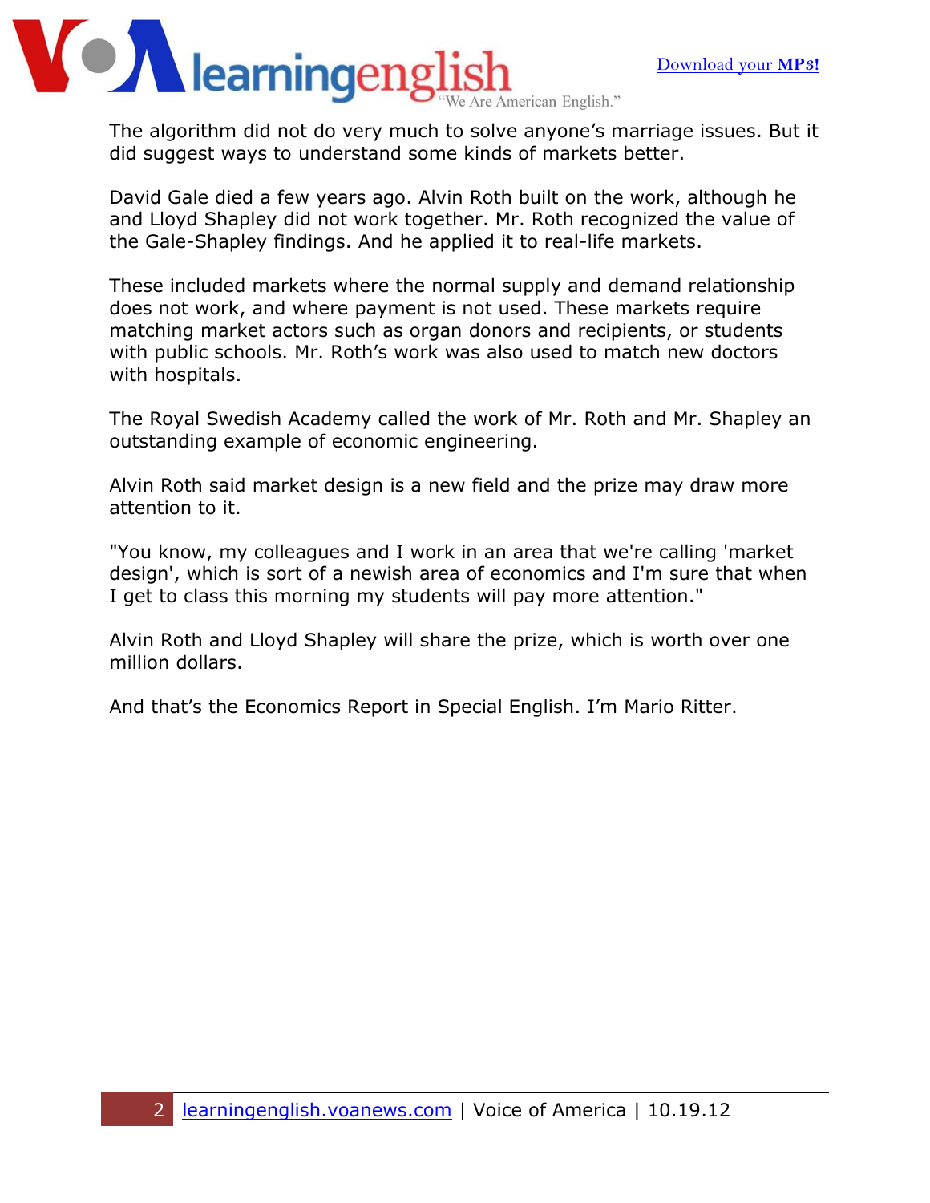The algorithm did not do very much to solve anyone's marriage issues. But it did suggest ways to understand some kinds of markets better.

David Gale died a few years ago. Alvin Roth built on the work, although he and Lloyd Shapley did not work together. Mr. Roth recognized the value of the Gale-Shapley findings. And he applied it to real-life markets.

These included markets where the normal supply and demand relationship does not work, and where payment is not used. These markets require matching market actors such as organ donors and recipients, or students with public schools. Mr. Roth's work was also used to match new doctors with hospitals.

The Royal Swedish Academy called the work of Mr. Roth and Mr. Shapley an outstanding example of economic engineering.

Alvin Roth said market design is a new field and the prize may draw more attention to it.

"You know, my colleagues and I work in an area that we're calling 'market design', which is sort of a newish area of economics and I'm sure that when I get to class this morning my students will pay more attention."

Alvin Roth and Lloyd Shapley will share the prize, which is worth over one million dollars.

And that's the Economics Report in Special English. I'm Mario Ritter.